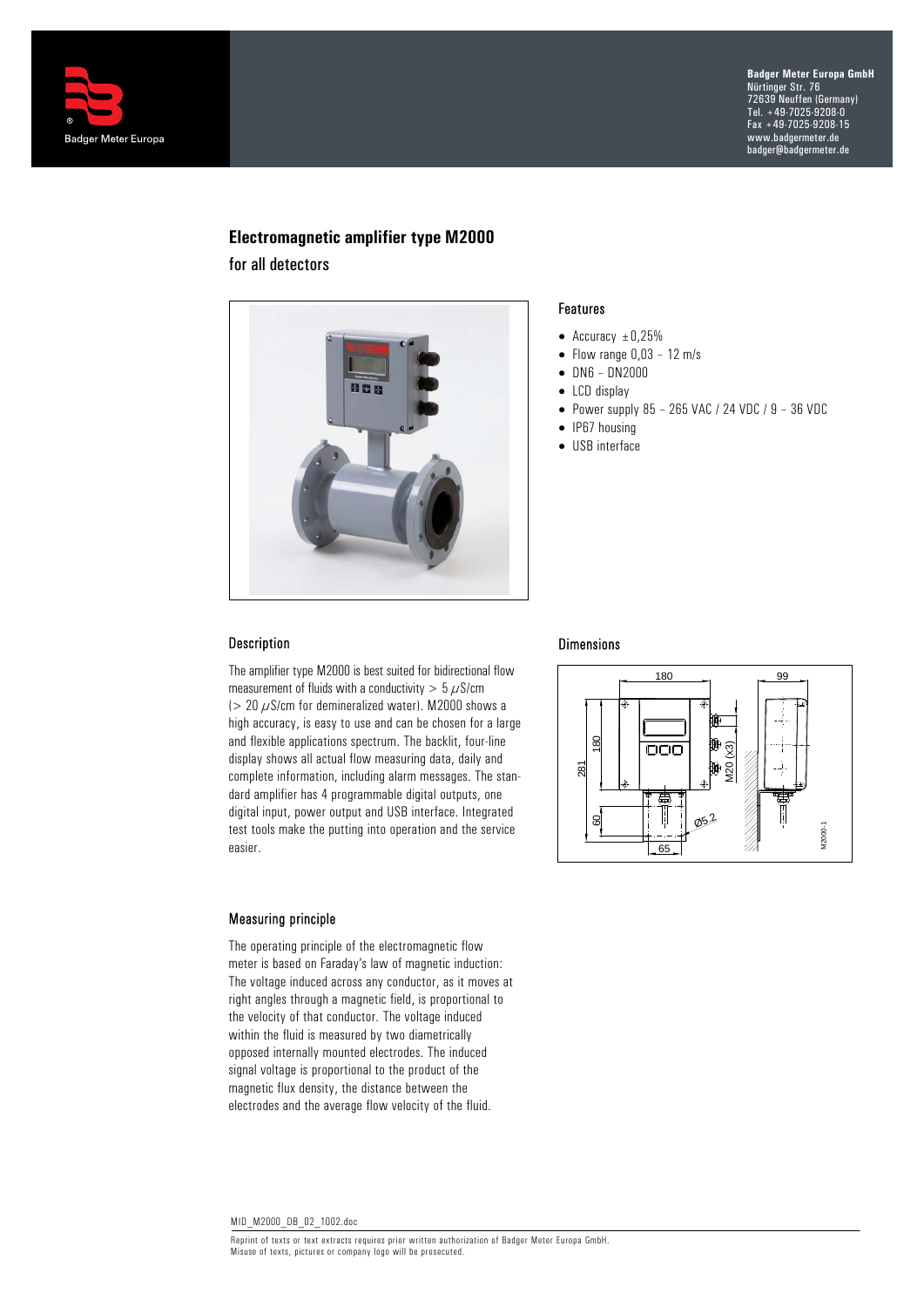Badger Meter Europa

**Badger Meter Europa GmbH**
Nürtinger Str. 76
72639 Neuffen (Germany)
Tel. +49-7025-9208-0
Fax +49-7025-9208-15
www.badgermeter.de
badger@badgermeter.de

# Electromagnetic amplifier type M2000

for all detectors

## Features

- Accuracy ±0,25%
- Flow range 0,03 – 12 m/s
- DN6 – DN2000
- LCD display
- Power supply 85 – 265 VAC / 24 VDC / 9 – 36 VDC
- IP67 housing
- USB interface

## Description

The amplifier type M2000 is best suited for bidirectional flow measurement of fluids with a conductivity > 5 µS/cm (> 20 µS/cm for demineralized water). M2000 shows a high accuracy, is easy to use and can be chosen for a large and flexible applications spectrum. The backlit, four-line display shows all actual flow measuring data, daily and complete information, including alarm messages. The standard amplifier has 4 programmable digital outputs, one digital input, power output and USB interface. Integrated test tools make the putting into operation and the service easier.

## Dimensions

180, 99, 180, 281, 60, 65, M20 (x3), Ø5.2, M2000-1

## Measuring principle

The operating principle of the electromagnetic flow meter is based on Faraday's law of magnetic induction: The voltage induced across any conductor, as it moves at right angles through a magnetic field, is proportional to the velocity of that conductor. The voltage induced within the fluid is measured by two diametrically opposed internally mounted electrodes. The induced signal voltage is proportional to the product of the magnetic flux density, the distance between the electrodes and the average flow velocity of the fluid.

MID_M2000_DB_02_1002.doc

Reprint of texts or text extracts requires prior written authorization of Badger Meter Europa GmbH.
Misuse of texts, pictures or company logo will be prosecuted.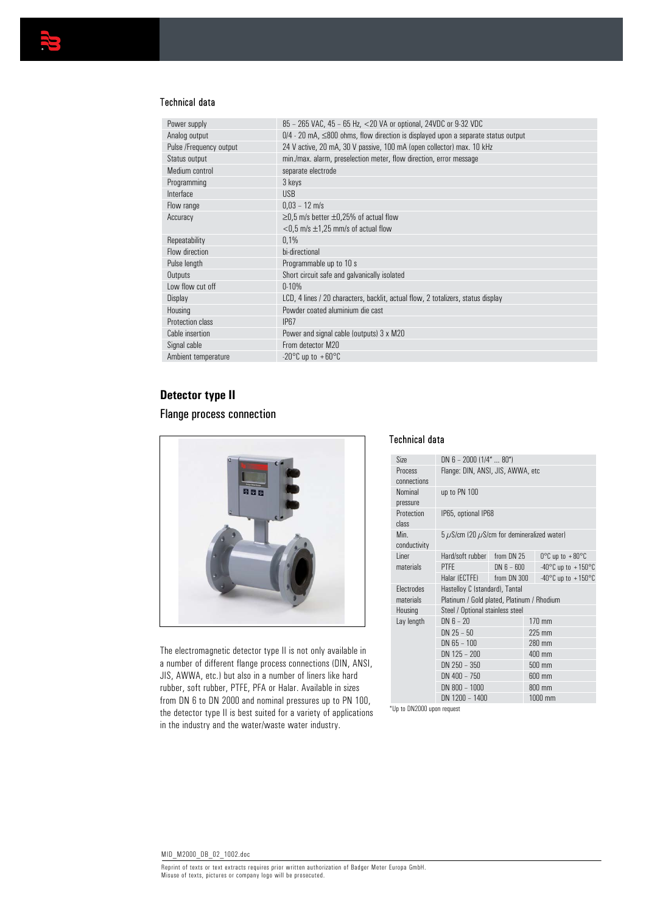### Technical data

| | |
|---|---|
| Power supply | 85 – 265 VAC, 45 – 65 Hz, <20 VA or optional, 24VDC or 9-32 VDC |
| Analog output | 0/4 - 20 mA, ≤800 ohms, flow direction is displayed upon a separate status output |
| Pulse /Frequency output | 24 V active, 20 mA, 30 V passive, 100 mA (open collector) max. 10 kHz |
| Status output | min./max. alarm, preselection meter, flow direction, error message |
| Medium control | separate electrode |
| Programming | 3 keys |
| Interface | USB |
| Flow range | 0,03 – 12 m/s |
| Accuracy | ≥0,5 m/s better ±0,25% of actual flow<br><0,5 m/s ±1,25 mm/s of actual flow |
| Repeatability | 0,1% |
| Flow direction | bi-directional |
| Pulse length | Programmable up to 10 s |
| Outputs | Short circuit safe and galvanically isolated |
| Low flow cut off | 0-10% |
| Display | LCD, 4 lines / 20 characters, backlit, actual flow, 2 totalizers, status display |
| Housing | Powder coated aluminium die cast |
| Protection class | IP67 |
| Cable insertion | Power and signal cable (outputs) 3 x M20 |
| Signal cable | From detector M20 |
| Ambient temperature | -20°C up to +60°C |

## Detector type II

### Flange process connection

The electromagnetic detector type II is not only available in a number of different flange process connections (DIN, ANSI, JIS, AWWA, etc.) but also in a number of liners like hard rubber, soft rubber, PTFE, PFA or Halar. Available in sizes from DN 6 to DN 2000 and nominal pressures up to PN 100, the detector type II is best suited for a variety of applications in the industry and the water/waste water industry.

### Technical data

| | | | |
|---|---|---|---|
| Size | DN 6 – 2000 (1/4" ... 80") | | |
| Process connections | Flange: DIN, ANSI, JIS, AWWA, etc | | |
| Nominal pressure | up to PN 100 | | |
| Protection class | IP65, optional IP68 | | |
| Min. conductivity | 5 μS/cm (20 μS/cm for demineralized water) | | |
| Liner materials | Hard/soft rubber | from DN 25 | 0°C up to +80°C |
| | PTFE | DN 6 – 600 | -40°C up to +150°C |
| | Halar (ECTFE) | from DN 300 | -40°C up to +150°C |
| Electrodes materials | Hastelloy C (standard), Tantal<br>Platinum / Gold plated, Platinum / Rhodium | | |
| Housing | Steel / Optional stainless steel | | |
| Lay length | DN 6 – 20 | | 170 mm |
| | DN 25 – 50 | | 225 mm |
| | DN 65 – 100 | | 280 mm |
| | DN 125 – 200 | | 400 mm |
| | DN 250 – 350 | | 500 mm |
| | DN 400 – 750 | | 600 mm |
| | DN 800 – 1000 | | 800 mm |
| | DN 1200 – 1400 | | 1000 mm |

*Up to DN2000 upon request

MID_M2000_DB_02_1002.doc

Reprint of texts or text extracts requires prior written authorization of Badger Meter Europa GmbH.
Misuse of texts, pictures or company logo will be prosecuted.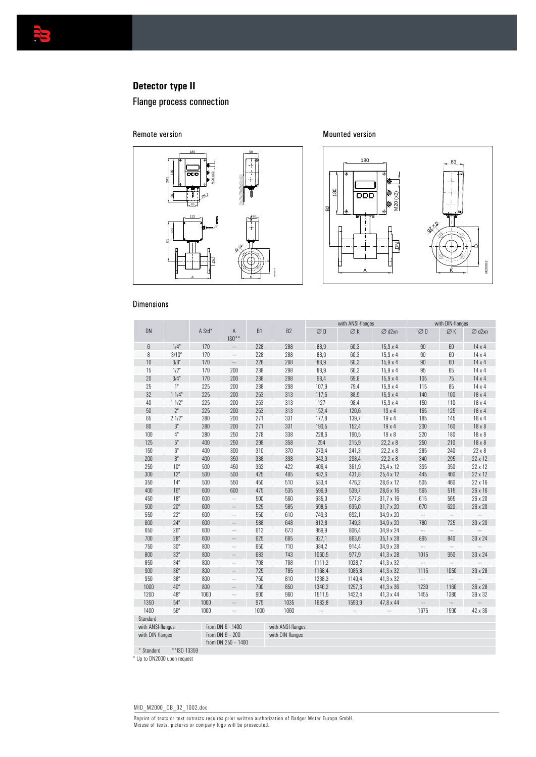## Detector type II

### Flange process connection

Remote version

Mounted version

### Dimensions

| DN | | A Std* | A ISO** | B1 | B2 | with ANSI-flanges ∅ D | with ANSI-flanges ∅ K | with ANSI-flanges ∅ d2xn | with DIN-flanges ∅ D | with DIN-flanges ∅ K | with DIN-flanges ∅ d2xn |
|---|---|---|---|---|---|---|---|---|---|---|---|
| 6 | 1/4" | 170 | --- | 228 | 288 | 88,9 | 60,3 | 15,9 x 4 | 90 | 60 | 14 x 4 |
| 8 | 3/10" | 170 | --- | 228 | 288 | 88,9 | 60,3 | 15,9 x 4 | 90 | 60 | 14 x 4 |
| 10 | 3/8" | 170 | --- | 228 | 288 | 88,9 | 60,3 | 15,9 x 4 | 90 | 60 | 14 x 4 |
| 15 | 1/2" | 170 | 200 | 238 | 298 | 88,9 | 60,3 | 15,9 x 4 | 95 | 65 | 14 x 4 |
| 20 | 3/4" | 170 | 200 | 238 | 298 | 98,4 | 69,8 | 15,9 x 4 | 105 | 75 | 14 x 4 |
| 25 | 1" | 225 | 200 | 238 | 298 | 107,9 | 79,4 | 15,9 x 4 | 115 | 85 | 14 x 4 |
| 32 | 1 1/4" | 225 | 200 | 253 | 313 | 117,5 | 88,9 | 15,9 x 4 | 140 | 100 | 18 x 4 |
| 40 | 1 1/2" | 225 | 200 | 253 | 313 | 127 | 98,4 | 15,9 x 4 | 150 | 110 | 18 x 4 |
| 50 | 2" | 225 | 200 | 253 | 313 | 152,4 | 120,6 | 19 x 4 | 165 | 125 | 18 x 4 |
| 65 | 2 1/2" | 280 | 200 | 271 | 331 | 177,8 | 139,7 | 19 x 4 | 185 | 145 | 18 x 4 |
| 80 | 3" | 280 | 200 | 271 | 331 | 190,5 | 152,4 | 19 x 4 | 200 | 160 | 18 x 8 |
| 100 | 4" | 280 | 250 | 278 | 338 | 228,6 | 190,5 | 19 x 8 | 220 | 180 | 18 x 8 |
| 125 | 5" | 400 | 250 | 298 | 358 | 254 | 215,9 | 22,2 x 8 | 250 | 210 | 18 x 8 |
| 150 | 6" | 400 | 300 | 310 | 370 | 279,4 | 241,3 | 22,2 x 8 | 285 | 240 | 22 x 8 |
| 200 | 8" | 400 | 350 | 338 | 398 | 342,9 | 298,4 | 22,2 x 8 | 340 | 295 | 22 x 12 |
| 250 | 10" | 500 | 450 | 362 | 422 | 406,4 | 361,9 | 25,4 x 12 | 395 | 350 | 22 x 12 |
| 300 | 12" | 500 | 500 | 425 | 485 | 482,6 | 431,8 | 25,4 x 12 | 445 | 400 | 22 x 12 |
| 350 | 14" | 500 | 550 | 450 | 510 | 533,4 | 476,2 | 28,6 x 12 | 505 | 460 | 22 x 16 |
| 400 | 16" | 600 | 600 | 475 | 535 | 596,9 | 539,7 | 28,6 x 16 | 565 | 515 | 26 x 16 |
| 450 | 18" | 600 | --- | 500 | 560 | 635,0 | 577,8 | 31,7 x 16 | 615 | 565 | 26 x 20 |
| 500 | 20" | 600 | --- | 525 | 585 | 698,5 | 635,0 | 31,7 x 20 | 670 | 620 | 26 x 20 |
| 550 | 22" | 600 | --- | 550 | 610 | 749,3 | 692,1 | 34,9 x 20 | --- | --- | --- |
| 600 | 24" | 600 | --- | 588 | 648 | 812,8 | 749,3 | 34,9 x 20 | 780 | 725 | 30 x 20 |
| 650 | 26" | 600 | --- | 613 | 673 | 869,9 | 806,4 | 34,9 x 24 | --- | --- | --- |
| 700 | 28" | 600 | --- | 625 | 685 | 927,1 | 863,6 | 35,1 x 28 | 895 | 840 | 30 x 24 |
| 750 | 30" | 800 | --- | 650 | 710 | 984,2 | 914,4 | 34,9 x 28 | --- | --- | --- |
| 800 | 32" | 800 | --- | 683 | 743 | 1060,5 | 977,9 | 41,3 x 28 | 1015 | 950 | 33 x 24 |
| 850 | 34" | 800 | --- | 708 | 768 | 1111,2 | 1028,7 | 41,3 x 32 | --- | --- | --- |
| 900 | 36" | 800 | --- | 725 | 785 | 1168,4 | 1085,8 | 41,3 x 32 | 1115 | 1050 | 33 x 28 |
| 950 | 38" | 800 | --- | 750 | 810 | 1238,3 | 1149,4 | 41,3 x 32 | --- | --- | --- |
| 1000 | 40" | 800 | --- | 790 | 850 | 1346,2 | 1257,3 | 41,3 x 36 | 1230 | 1160 | 36 x 28 |
| 1200 | 48" | 1000 | --- | 900 | 960 | 1511,5 | 1422,4 | 41,3 x 44 | 1455 | 1380 | 39 x 32 |
| 1350 | 54" | 1000 | --- | 975 | 1035 | 1682,8 | 1593,9 | 47,8 x 44 | --- | --- | --- |
| 1400 | 56" | 1000 | --- | 1000 | 1060 | --- | --- | --- | 1675 | 1590 | 42 x 36 |

| Standard | | |
|---|---|---|
| with ANSI-flanges | from DN 6 - 1400 | with ANSI-flanges |
| with DIN flanges | from DN 6 – 200 | with DIN flanges |
| | from DN 250 – 1400 | |

\* Standard  ** ISO 13359

\* Up to DN2000 upon request

MID_M2000_DB_02_1002.doc

Reprint of texts or text extracts requires prior written authorization of Badger Meter Europa GmbH.
Misuse of texts, pictures or company logo will be prosecuted.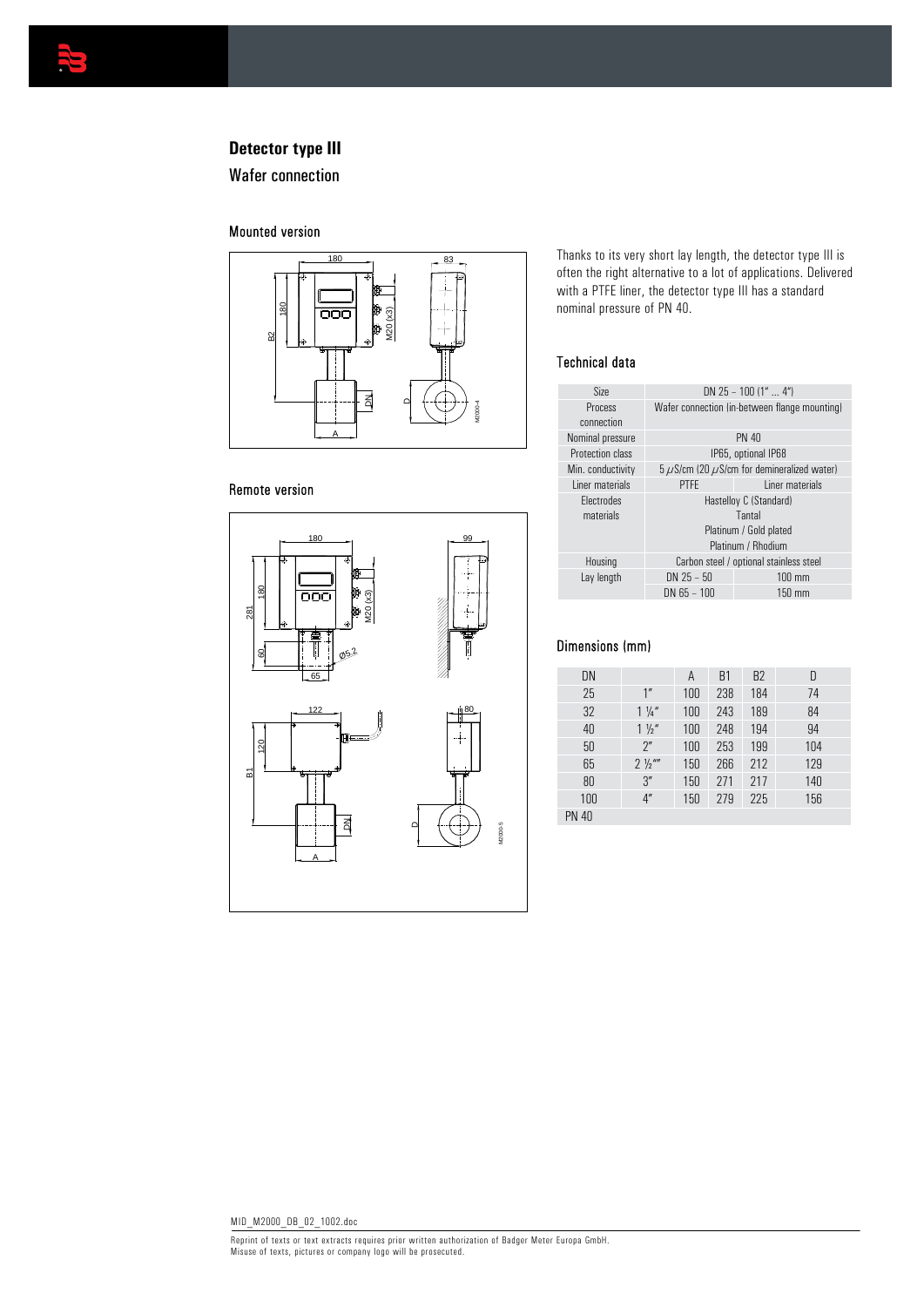# Detector type III

## Wafer connection

### Mounted version

### Remote version

Thanks to its very short lay length, the detector type III is often the right alternative to a lot of applications. Delivered with a PTFE liner, the detector type III has a standard nominal pressure of PN 40.

### Technical data

| Size | DN 25 – 100 (1" ... 4") | |
|---|---|---|
| Process connection | Wafer connection (in-between flange mounting) | |
| Nominal pressure | PN 40 | |
| Protection class | IP65, optional IP68 | |
| Min. conductivity | 5 µS/cm (20 µS/cm for demineralized water) | |
| Liner materials | PTFE | Liner materials |
| Electrodes materials | Hastelloy C (Standard)<br>Tantal<br>Platinum / Gold plated<br>Platinum / Rhodium | |
| Housing | Carbon steel / optional stainless steel | |
| Lay length | DN 25 – 50 | 100 mm |
| | DN 65 – 100 | 150 mm |

### Dimensions (mm)

| DN | | A | B1 | B2 | D |
|---|---|---|---|---|---|
| 25 | 1" | 100 | 238 | 184 | 74 |
| 32 | 1 ¼" | 100 | 243 | 189 | 84 |
| 40 | 1 ½" | 100 | 248 | 194 | 94 |
| 50 | 2" | 100 | 253 | 199 | 104 |
| 65 | 2 ½"" | 150 | 266 | 212 | 129 |
| 80 | 3" | 150 | 271 | 217 | 140 |
| 100 | 4" | 150 | 279 | 225 | 156 |
| PN 40 | | | | | |

MID_M2000_DB_02_1002.doc

Reprint of texts or text extracts requires prior written authorization of Badger Meter Europa GmbH.
Misuse of texts, pictures or company logo will be prosecuted.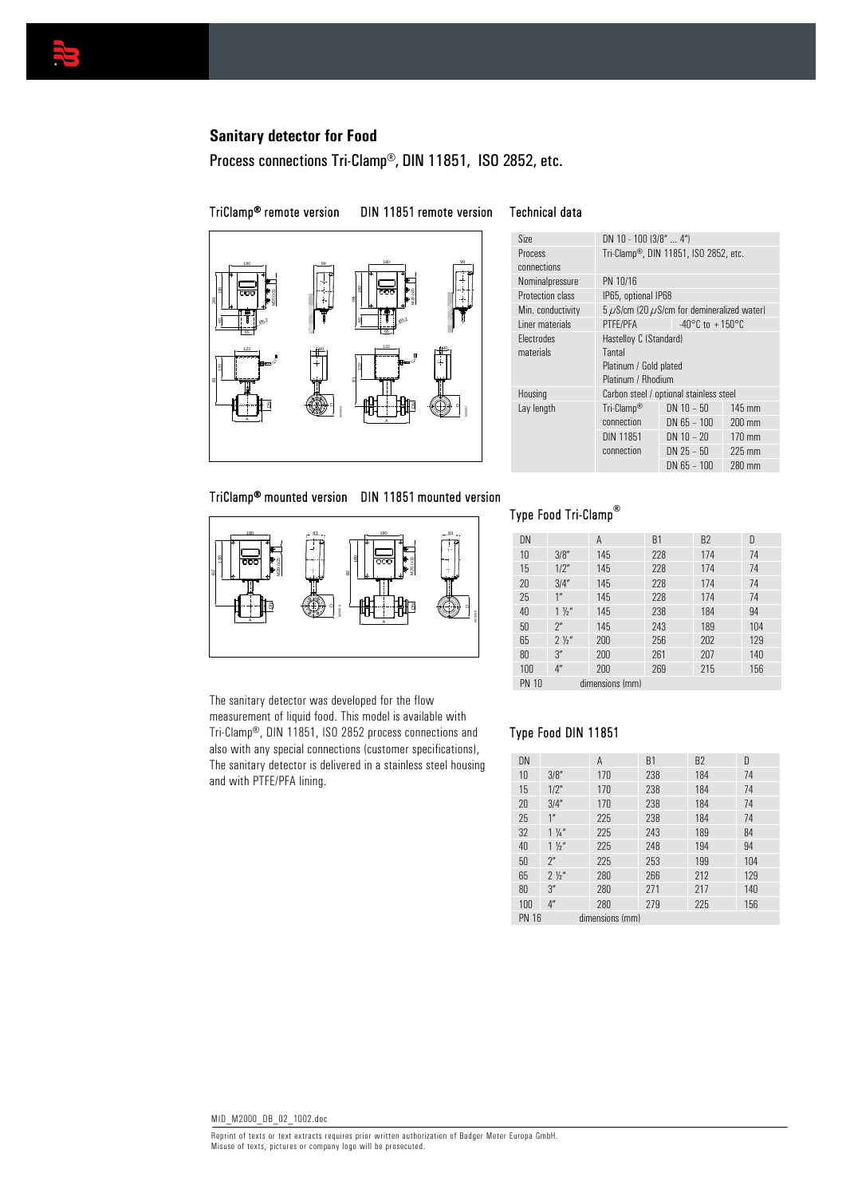## Sanitary detector for Food

Process connections Tri-Clamp®, DIN 11851, ISO 2852, etc.

TriClamp® remote version    DIN 11851 remote version

TriClamp® mounted version    DIN 11851 mounted version

The sanitary detector was developed for the flow measurement of liquid food. This model is available with Tri-Clamp®, DIN 11851, ISO 2852 process connections and also with any special connections (customer specifications), The sanitary detector is delivered in a stainless steel housing and with PTFE/PFA lining.

### Technical data

| | | | |
|---|---|---|---|
| Size | DN 10 - 100 (3/8" ... 4") | | |
| Process connections | Tri-Clamp®, DIN 11851, ISO 2852, etc. | | |
| Nominalpressure | PN 10/16 | | |
| Protection class | IP65, optional IP68 | | |
| Min. conductivity | 5 $\mu$S/cm (20 $\mu$S/cm for demineralized water) | | |
| Liner materials | PTFE/PFA | -40°C to +150°C | |
| Electrodes materials | Hastelloy C (Standard)<br>Tantal<br>Platinum / Gold plated<br>Platinum / Rhodium | | |
| Housing | Carbon steel / optional stainless steel | | |
| Lay length | Tri-Clamp® connection | DN 10 – 50 | 145 mm |
| | | DN 65 – 100 | 200 mm |
| | DIN 11851 connection | DN 10 – 20 | 170 mm |
| | | DN 25 – 50 | 225 mm |
| | | DN 65 – 100 | 280 mm |

### Type Food Tri-Clamp®

| DN | | A | B1 | B2 | D |
|---|---|---|---|---|---|
| 10 | 3/8" | 145 | 228 | 174 | 74 |
| 15 | 1/2" | 145 | 228 | 174 | 74 |
| 20 | 3/4" | 145 | 228 | 174 | 74 |
| 25 | 1" | 145 | 228 | 174 | 74 |
| 40 | 1 ½" | 145 | 238 | 184 | 94 |
| 50 | 2" | 145 | 243 | 189 | 104 |
| 65 | 2 ½" | 200 | 256 | 202 | 129 |
| 80 | 3" | 200 | 261 | 207 | 140 |
| 100 | 4" | 200 | 269 | 215 | 156 |
| PN 10 | | dimensions (mm) | | | |

### Type Food DIN 11851

| DN | | A | B1 | B2 | D |
|---|---|---|---|---|---|
| 10 | 3/8" | 170 | 238 | 184 | 74 |
| 15 | 1/2" | 170 | 238 | 184 | 74 |
| 20 | 3/4" | 170 | 238 | 184 | 74 |
| 25 | 1" | 225 | 238 | 184 | 74 |
| 32 | 1 ¼" | 225 | 243 | 189 | 84 |
| 40 | 1 ½" | 225 | 248 | 194 | 94 |
| 50 | 2" | 225 | 253 | 199 | 104 |
| 65 | 2 ½" | 280 | 266 | 212 | 129 |
| 80 | 3" | 280 | 271 | 217 | 140 |
| 100 | 4" | 280 | 279 | 225 | 156 |
| PN 16 | | dimensions (mm) | | | |

MID_M2000_DB_02_1002.doc

Reprint of texts or text extracts requires prior written authorization of Badger Meter Europa GmbH.
Misuse of texts, pictures or company logo will be prosecuted.